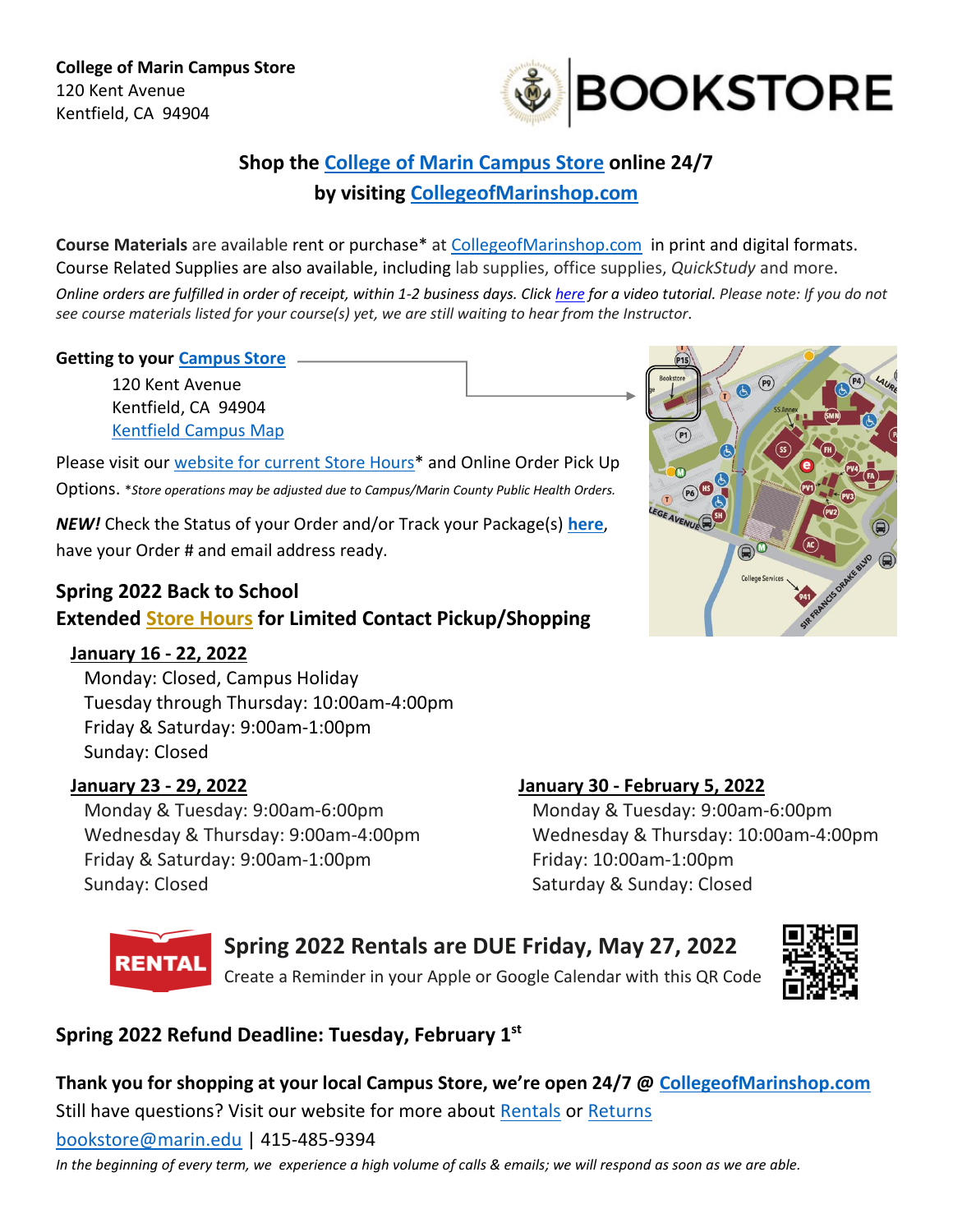**College of Marin Campus Store**
120 Kent Avenue
Kentfield, CA 94904

## Shop the College of Marin Campus Store online 24/7 by visiting CollegeofMarinshop.com

**Course Materials** are available rent or purchase* at CollegeofMarinshop.com in print and digital formats. Course Related Supplies are also available, including lab supplies, office supplies, *QuickStudy* and more.

*Online orders are fulfilled in order of receipt, within 1-2 business days. Click here for a video tutorial. Please note: If you do not see course materials listed for your course(s) yet, we are still waiting to hear from the Instructor.*

**Getting to your Campus Store**

120 Kent Avenue
Kentfield, CA 94904
Kentfield Campus Map

Please visit our website for current Store Hours* and Online Order Pick Up Options. **Store operations may be adjusted due to Campus/Marin County Public Health Orders.*

***NEW!*** Check the Status of your Order and/or Track your Package(s) **here**, have your Order # and email address ready.

### Spring 2022 Back to School
### Extended Store Hours for Limited Contact Pickup/Shopping

**January 16 - 22, 2022**
Monday: Closed, Campus Holiday
Tuesday through Thursday: 10:00am-4:00pm
Friday & Saturday: 9:00am-1:00pm
Sunday: Closed

**January 23 - 29, 2022**
Monday & Tuesday: 9:00am-6:00pm
Wednesday & Thursday: 9:00am-4:00pm
Friday & Saturday: 9:00am-1:00pm
Sunday: Closed

**January 30 - February 5, 2022**
Monday & Tuesday: 9:00am-6:00pm
Wednesday & Thursday: 10:00am-4:00pm
Friday: 10:00am-1:00pm
Saturday & Sunday: Closed

**RENTAL**

### Spring 2022 Rentals are DUE Friday, May 27, 2022
Create a Reminder in your Apple or Google Calendar with this QR Code

### Spring 2022 Refund Deadline: Tuesday, February 1st

**Thank you for shopping at your local Campus Store, we're open 24/7 @ CollegeofMarinshop.com**
Still have questions? Visit our website for more about Rentals or Returns
bookstore@marin.edu | 415-485-9394

*In the beginning of every term, we experience a high volume of calls & emails; we will respond as soon as we are able.*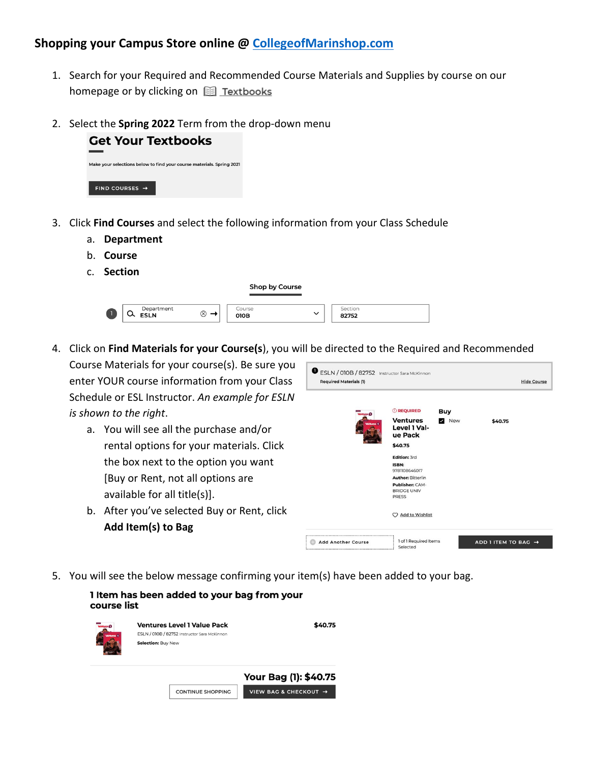## Shopping your Campus Store online @ CollegeofMarinshop.com

1. Search for your Required and Recommended Course Materials and Supplies by course on our homepage or by clicking on Textbooks

2. Select the **Spring 2022** Term from the drop-down menu

   **Get Your Textbooks**

   Make your selections below to find your course materials. Spring 2021

   FIND COURSES →

3. Click **Find Courses** and select the following information from your Class Schedule
   a. **Department**
   b. **Course**
   c. **Section**

   **Shop by Course**

   1 Department ESLN | Course 010B | Section 82752

4. Click on **Find Materials for your Course(s)**, you will be directed to the Required and Recommended Course Materials for your course(s). Be sure you enter YOUR course information from your Class Schedule or ESL Instructor. *An example for ESLN is shown to the right.*
   a. You will see all the purchase and/or rental options for your materials. Click the box next to the option you want [Buy or Rent, not all options are available for all title(s)].
   b. After you've selected Buy or Rent, click **Add Item(s) to Bag**

   ESLN / 010B / 82752 Instructor Sara McKinnon
   Required Materials (1) — Hide Course

   REQUIRED
   **Ventures Level 1 Value Pack**
   $40.75
   Edition: 3rd
   ISBN: 9781108646017
   Author: Bitterlin
   Publisher: CAMBRIDGE UNIV PRESS
   Add to Wishlist

   Buy — New — $40.75

   Add Another Course | 1 of 1 Required Items Selected | ADD 1 ITEM TO BAG →

5. You will see the below message confirming your item(s) have been added to your bag.

   **1 Item has been added to your bag from your course list**

   **Ventures Level 1 Value Pack** — $40.75
   ESLN / 010B / 82752 Instructor Sara McKinnon
   Selection: Buy New

   **Your Bag (1): $40.75**

   CONTINUE SHOPPING | VIEW BAG & CHECKOUT →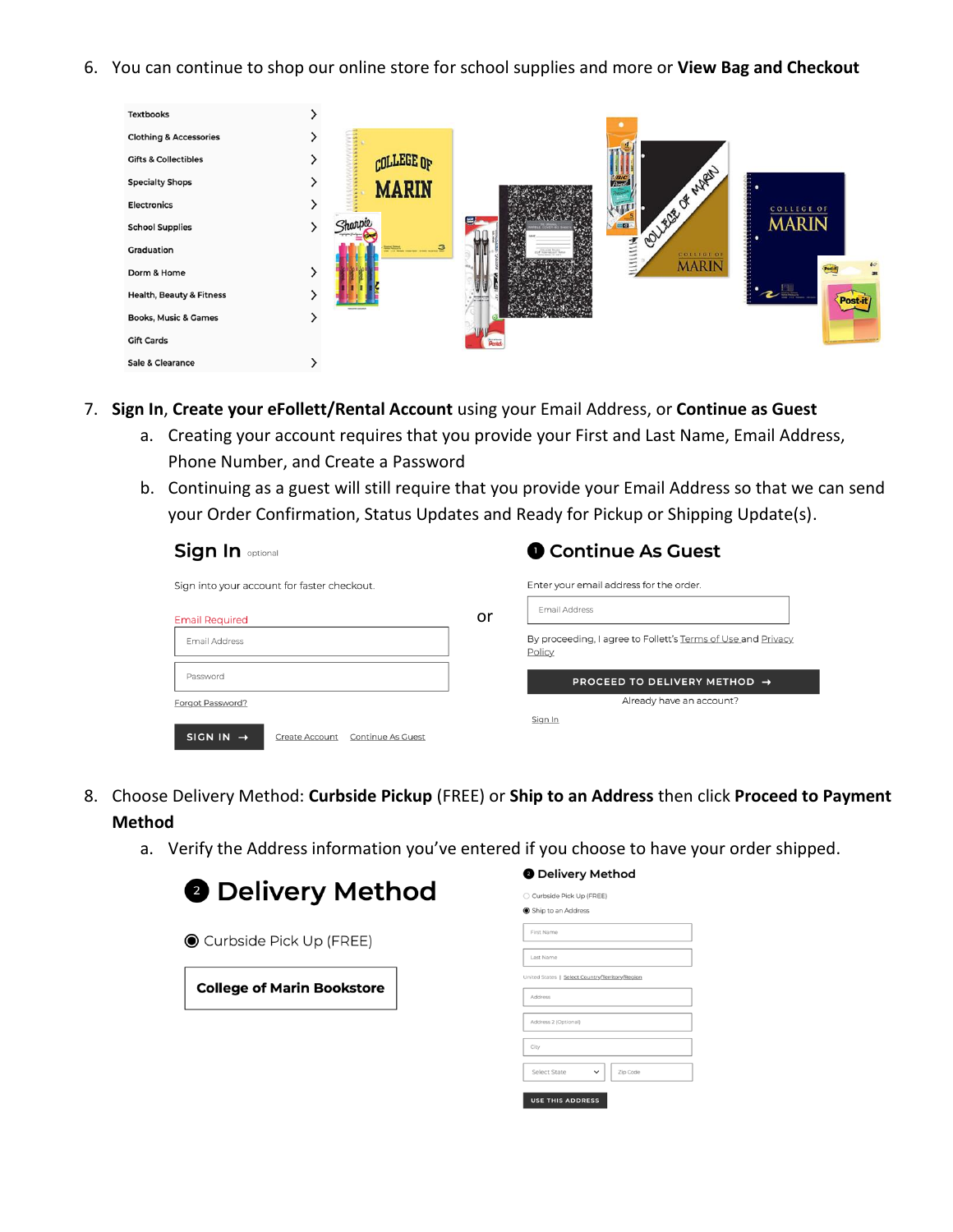6. You can continue to shop our online store for school supplies and more or **View Bag and Checkout**

7. **Sign In**, **Create your eFollett/Rental Account** using your Email Address, or **Continue as Guest**
   a. Creating your account requires that you provide your First and Last Name, Email Address, Phone Number, and Create a Password
   b. Continuing as a guest will still require that you provide your Email Address so that we can send your Order Confirmation, Status Updates and Ready for Pickup or Shipping Update(s).

8. Choose Delivery Method: **Curbside Pickup** (FREE) or **Ship to an Address** then click **Proceed to Payment Method**
   a. Verify the Address information you've entered if you choose to have your order shipped.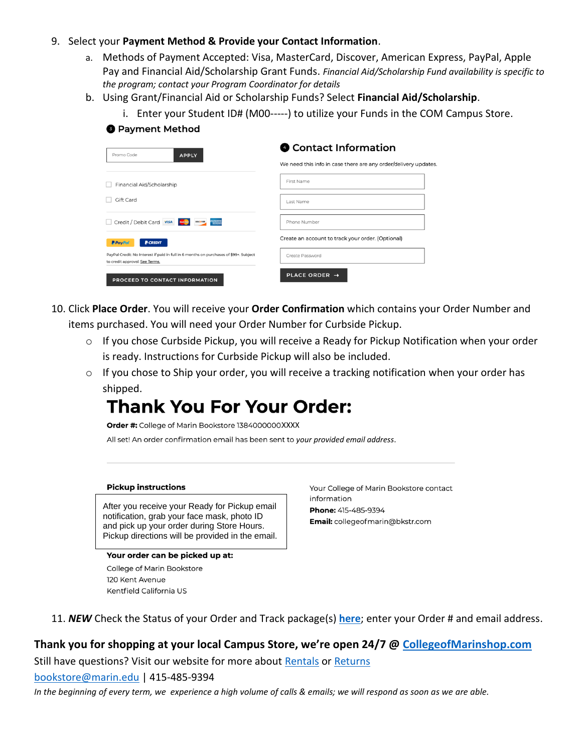9. Select your **Payment Method & Provide your Contact Information**.
   a. Methods of Payment Accepted: Visa, MasterCard, Discover, American Express, PayPal, Apple Pay and Financial Aid/Scholarship Grant Funds. *Financial Aid/Scholarship Fund availability is specific to the program; contact your Program Coordinator for details*
   b. Using Grant/Financial Aid or Scholarship Funds? Select **Financial Aid/Scholarship**.
      i. Enter your Student ID# (M00-----) to utilize your Funds in the COM Campus Store.

**3 Payment Method**

Promo Code APPLY

Financial Aid/Scholarship

Gift Card

Credit / Debit Card

PayPal Credit: No Interest if paid in full in 6 months on purchases of $99+. Subject to credit approval. See Terms.

PROCEED TO CONTACT INFORMATION

**4 Contact Information**

We need this info in case there are any order/delivery updates.

First Name

Last Name

Phone Number

Create an account to track your order. (Optional)

Create Password

PLACE ORDER →

10. Click **Place Order**. You will receive your **Order Confirmation** which contains your Order Number and items purchased. You will need your Order Number for Curbside Pickup.
    - If you chose Curbside Pickup, you will receive a Ready for Pickup Notification when your order is ready. Instructions for Curbside Pickup will also be included.
    - If you chose to Ship your order, you will receive a tracking notification when your order has shipped.

# Thank You For Your Order:

**Order #:** College of Marin Bookstore 1384000000XXXX

All set! An order confirmation email has been sent to *your provided email address*.

**Pickup instructions**

After you receive your Ready for Pickup email notification, grab your face mask, photo ID and pick up your order during Store Hours. Pickup directions will be provided in the email.

**Your order can be picked up at:**

College of Marin Bookstore
120 Kent Avenue
Kentfield California US

Your College of Marin Bookstore contact information

**Phone:** 415-485-9394

**Email:** collegeofmarin@bkstr.com

11. ***NEW*** Check the Status of your Order and Track package(s) **here**; enter your Order # and email address.

**Thank you for shopping at your local Campus Store, we're open 24/7 @ CollegeofMarinshop.com**

Still have questions? Visit our website for more about Rentals or Returns

bookstore@marin.edu | 415-485-9394

*In the beginning of every term, we experience a high volume of calls & emails; we will respond as soon as we are able.*